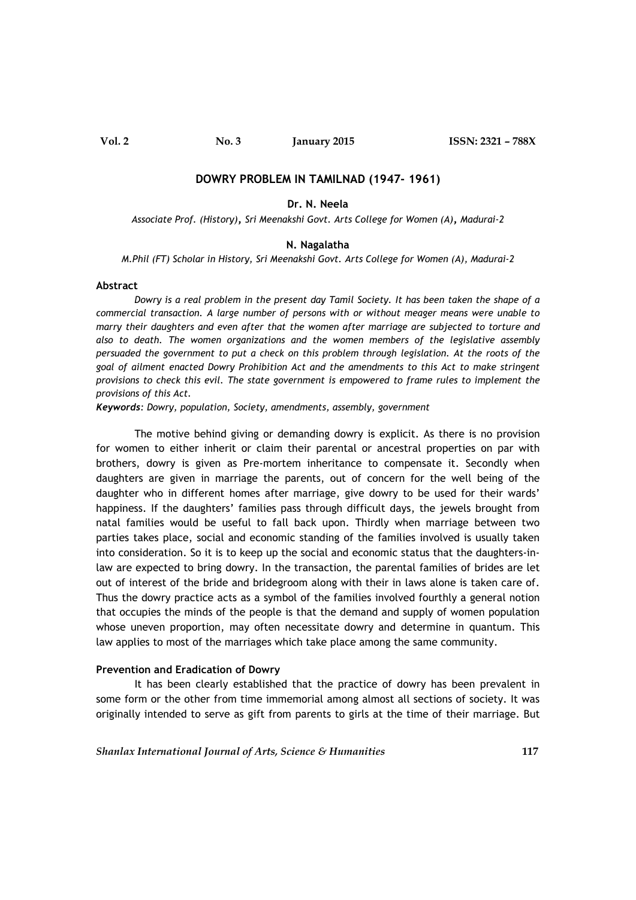# DOWRY PROBLEM IN TAMILNAD (1947- 1961)

**Dr. N. Neela**

*Associate Prof. (History), Sri Meenakshi Govt. Arts College for Women (A), Madurai-2*

**N. Nagalatha**

*M.Phil (FT) Scholar in History, Sri Meenakshi Govt. Arts College for Women (A), Madurai-2*

## Abstract

*Dowry is a real problem in the present day Tamil Society. It has been taken the shape of a commercial transaction. A large number of persons with or without meager means were unable to marry their daughters and even after that the women after marriage are subjected to torture and also to death. The women organizations and the women members of the legislative assembly persuaded the government to put a check on this problem through legislation. At the roots of the goal of ailment enacted Dowry Prohibition Act and the amendments to this Act to make stringent provisions to check this evil. The state government is empowered to frame rules to implement the provisions of this Act.*

***Keywords****: Dowry, population, Society, amendments, assembly, government*

The motive behind giving or demanding dowry is explicit. As there is no provision for women to either inherit or claim their parental or ancestral properties on par with brothers, dowry is given as Pre-mortem inheritance to compensate it. Secondly when daughters are given in marriage the parents, out of concern for the well being of the daughter who in different homes after marriage, give dowry to be used for their wards' happiness. If the daughters' families pass through difficult days, the jewels brought from natal families would be useful to fall back upon. Thirdly when marriage between two parties takes place, social and economic standing of the families involved is usually taken into consideration. So it is to keep up the social and economic status that the daughters-in-law are expected to bring dowry. In the transaction, the parental families of brides are let out of interest of the bride and bridegroom along with their in laws alone is taken care of. Thus the dowry practice acts as a symbol of the families involved fourthly a general notion that occupies the minds of the people is that the demand and supply of women population whose uneven proportion, may often necessitate dowry and determine in quantum. This law applies to most of the marriages which take place among the same community.

### Prevention and Eradication of Dowry

It has been clearly established that the practice of dowry has been prevalent in some form or the other from time immemorial among almost all sections of society. It was originally intended to serve as gift from parents to girls at the time of their marriage. But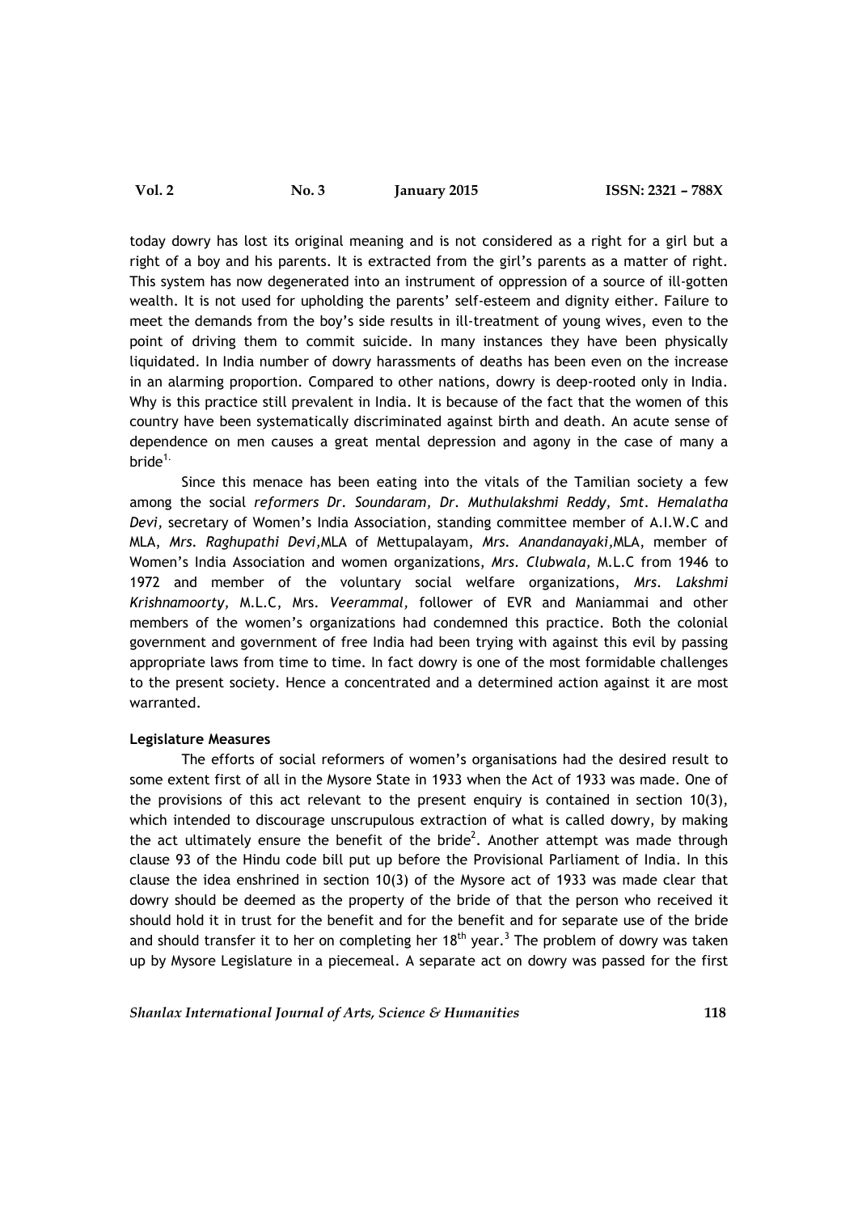today dowry has lost its original meaning and is not considered as a right for a girl but a right of a boy and his parents. It is extracted from the girl's parents as a matter of right. This system has now degenerated into an instrument of oppression of a source of ill-gotten wealth. It is not used for upholding the parents' self-esteem and dignity either. Failure to meet the demands from the boy's side results in ill-treatment of young wives, even to the point of driving them to commit suicide. In many instances they have been physically liquidated. In India number of dowry harassments of deaths has been even on the increase in an alarming proportion. Compared to other nations, dowry is deep-rooted only in India. Why is this practice still prevalent in India. It is because of the fact that the women of this country have been systematically discriminated against birth and death. An acute sense of dependence on men causes a great mental depression and agony in the case of many a bride[1.]

Since this menace has been eating into the vitals of the Tamilian society a few among the social *reformers Dr. Soundaram, Dr. Muthulakshmi Reddy, Smt. Hemalatha Devi,* secretary of Women's India Association, standing committee member of A.I.W.C and MLA, *Mrs. Raghupathi Devi*,MLA of Mettupalayam, *Mrs. Anandanayaki*,MLA, member of Women's India Association and women organizations, *Mrs. Clubwala,* M.L.C from 1946 to 1972 and member of the voluntary social welfare organizations, *Mrs. Lakshmi Krishnamoorty,* M.L.C, Mrs. *Veerammal,* follower of EVR and Maniammai and other members of the women's organizations had condemned this practice. Both the colonial government and government of free India had been trying with against this evil by passing appropriate laws from time to time. In fact dowry is one of the most formidable challenges to the present society. Hence a concentrated and a determined action against it are most warranted.

**Legislature Measures**

The efforts of social reformers of women's organisations had the desired result to some extent first of all in the Mysore State in 1933 when the Act of 1933 was made. One of the provisions of this act relevant to the present enquiry is contained in section 10(3), which intended to discourage unscrupulous extraction of what is called dowry, by making the act ultimately ensure the benefit of the bride[2]. Another attempt was made through clause 93 of the Hindu code bill put up before the Provisional Parliament of India. In this clause the idea enshrined in section 10(3) of the Mysore act of 1933 was made clear that dowry should be deemed as the property of the bride of that the person who received it should hold it in trust for the benefit and for the benefit and for separate use of the bride and should transfer it to her on completing her 18$^{th}$ year.[3] The problem of dowry was taken up by Mysore Legislature in a piecemeal. A separate act on dowry was passed for the first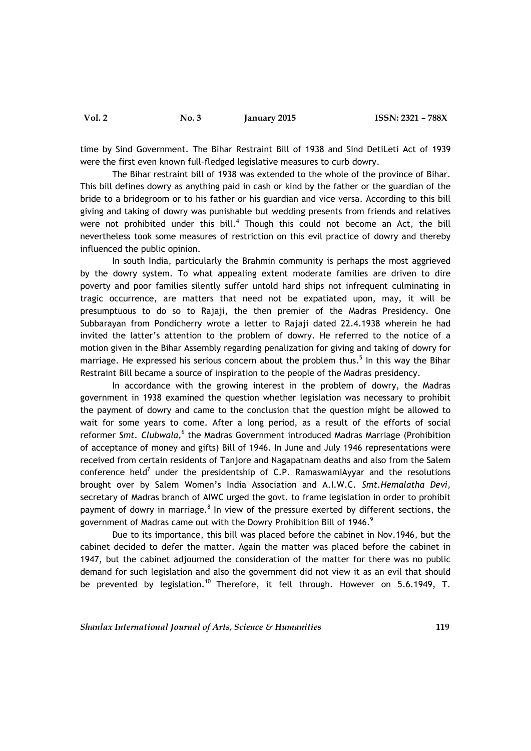time by Sind Government. The Bihar Restraint Bill of 1938 and Sind DetiLeti Act of 1939 were the first even known full-fledged legislative measures to curb dowry.

The Bihar restraint bill of 1938 was extended to the whole of the province of Bihar. This bill defines dowry as anything paid in cash or kind by the father or the guardian of the bride to a bridegroom or to his father or his guardian and vice versa. According to this bill giving and taking of dowry was punishable but wedding presents from friends and relatives were not prohibited under this bill.[4] Though this could not become an Act, the bill nevertheless took some measures of restriction on this evil practice of dowry and thereby influenced the public opinion.

In south India, particularly the Brahmin community is perhaps the most aggrieved by the dowry system. To what appealing extent moderate families are driven to dire poverty and poor families silently suffer untold hard ships not infrequent culminating in tragic occurrence, are matters that need not be expatiated upon, may, it will be presumptuous to do so to Rajaji, the then premier of the Madras Presidency. One Subbarayan from Pondicherry wrote a letter to Rajaji dated 22.4.1938 wherein he had invited the latter's attention to the problem of dowry. He referred to the notice of a motion given in the Bihar Assembly regarding penalization for giving and taking of dowry for marriage. He expressed his serious concern about the problem thus.[5] In this way the Bihar Restraint Bill became a source of inspiration to the people of the Madras presidency.

In accordance with the growing interest in the problem of dowry, the Madras government in 1938 examined the question whether legislation was necessary to prohibit the payment of dowry and came to the conclusion that the question might be allowed to wait for some years to come. After a long period, as a result of the efforts of social reformer *Smt. Clubwala,*[6] the Madras Government introduced Madras Marriage (Prohibition of acceptance of money and gifts) Bill of 1946. In June and July 1946 representations were received from certain residents of Tanjore and Nagapatnam deaths and also from the Salem conference held[7] under the presidentship of C.P. RamaswamiAyyar and the resolutions brought over by Salem Women's India Association and A.I.W.C. *Smt.Hemalatha Devi,* secretary of Madras branch of AIWC urged the govt. to frame legislation in order to prohibit payment of dowry in marriage.[8] In view of the pressure exerted by different sections, the government of Madras came out with the Dowry Prohibition Bill of 1946.[9]

Due to its importance, this bill was placed before the cabinet in Nov.1946, but the cabinet decided to defer the matter. Again the matter was placed before the cabinet in 1947, but the cabinet adjourned the consideration of the matter for there was no public demand for such legislation and also the government did not view it as an evil that should be prevented by legislation.[10] Therefore, it fell through. However on 5.6.1949, T.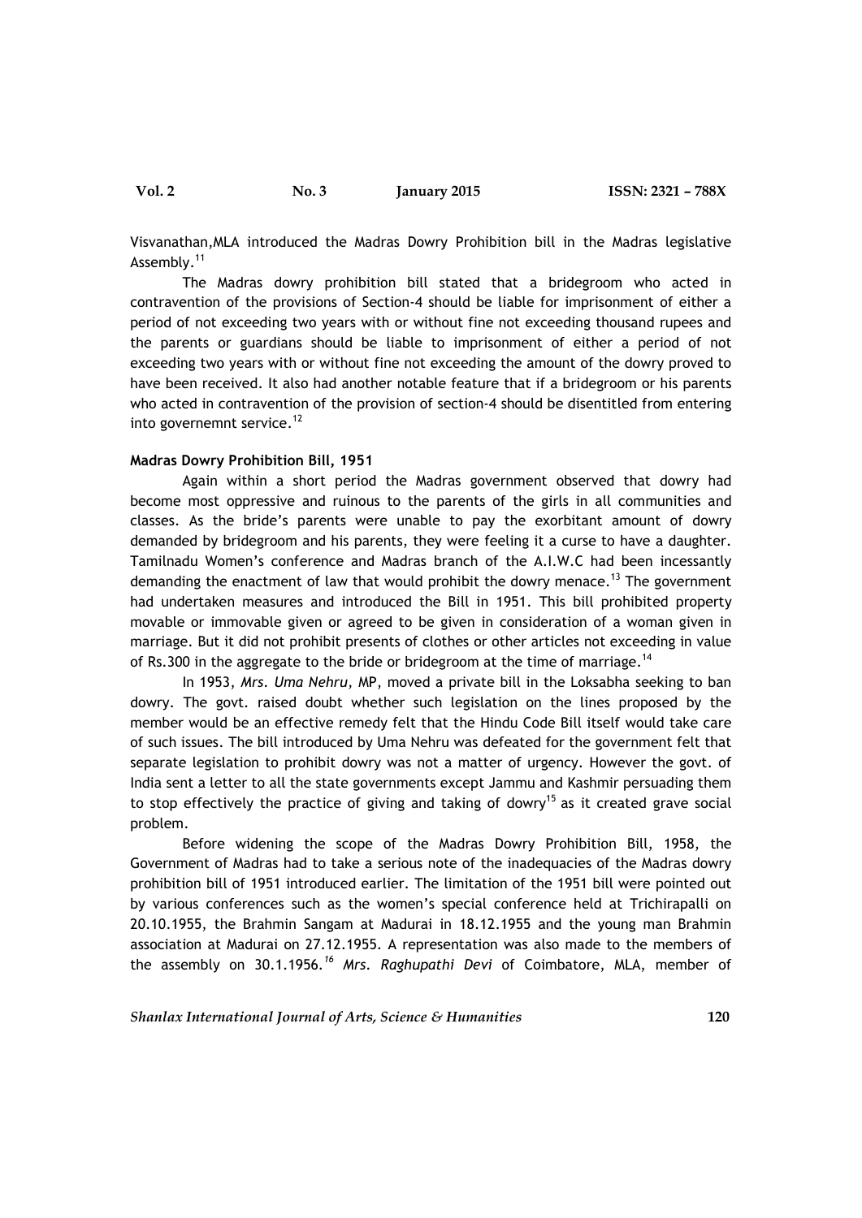Visvanathan,MLA introduced the Madras Dowry Prohibition bill in the Madras legislative Assembly.[11]

The Madras dowry prohibition bill stated that a bridegroom who acted in contravention of the provisions of Section-4 should be liable for imprisonment of either a period of not exceeding two years with or without fine not exceeding thousand rupees and the parents or guardians should be liable to imprisonment of either a period of not exceeding two years with or without fine not exceeding the amount of the dowry proved to have been received. It also had another notable feature that if a bridegroom or his parents who acted in contravention of the provision of section-4 should be disentitled from entering into governemnt service.[12]

**Madras Dowry Prohibition Bill, 1951**

Again within a short period the Madras government observed that dowry had become most oppressive and ruinous to the parents of the girls in all communities and classes. As the bride's parents were unable to pay the exorbitant amount of dowry demanded by bridegroom and his parents, they were feeling it a curse to have a daughter. Tamilnadu Women's conference and Madras branch of the A.I.W.C had been incessantly demanding the enactment of law that would prohibit the dowry menace.[13] The government had undertaken measures and introduced the Bill in 1951. This bill prohibited property movable or immovable given or agreed to be given in consideration of a woman given in marriage. But it did not prohibit presents of clothes or other articles not exceeding in value of Rs.300 in the aggregate to the bride or bridegroom at the time of marriage.[14]

In 1953, *Mrs. Uma Nehru,* MP, moved a private bill in the Loksabha seeking to ban dowry. The govt. raised doubt whether such legislation on the lines proposed by the member would be an effective remedy felt that the Hindu Code Bill itself would take care of such issues. The bill introduced by Uma Nehru was defeated for the government felt that separate legislation to prohibit dowry was not a matter of urgency. However the govt. of India sent a letter to all the state governments except Jammu and Kashmir persuading them to stop effectively the practice of giving and taking of dowry[15] as it created grave social problem.

Before widening the scope of the Madras Dowry Prohibition Bill, 1958, the Government of Madras had to take a serious note of the inadequacies of the Madras dowry prohibition bill of 1951 introduced earlier. The limitation of the 1951 bill were pointed out by various conferences such as the women's special conference held at Trichirapalli on 20.10.1955, the Brahmin Sangam at Madurai in 18.12.1955 and the young man Brahmin association at Madurai on 27.12.1955. A representation was also made to the members of the assembly on 30.1.1956.[16] *Mrs. Raghupathi Devi* of Coimbatore, MLA, member of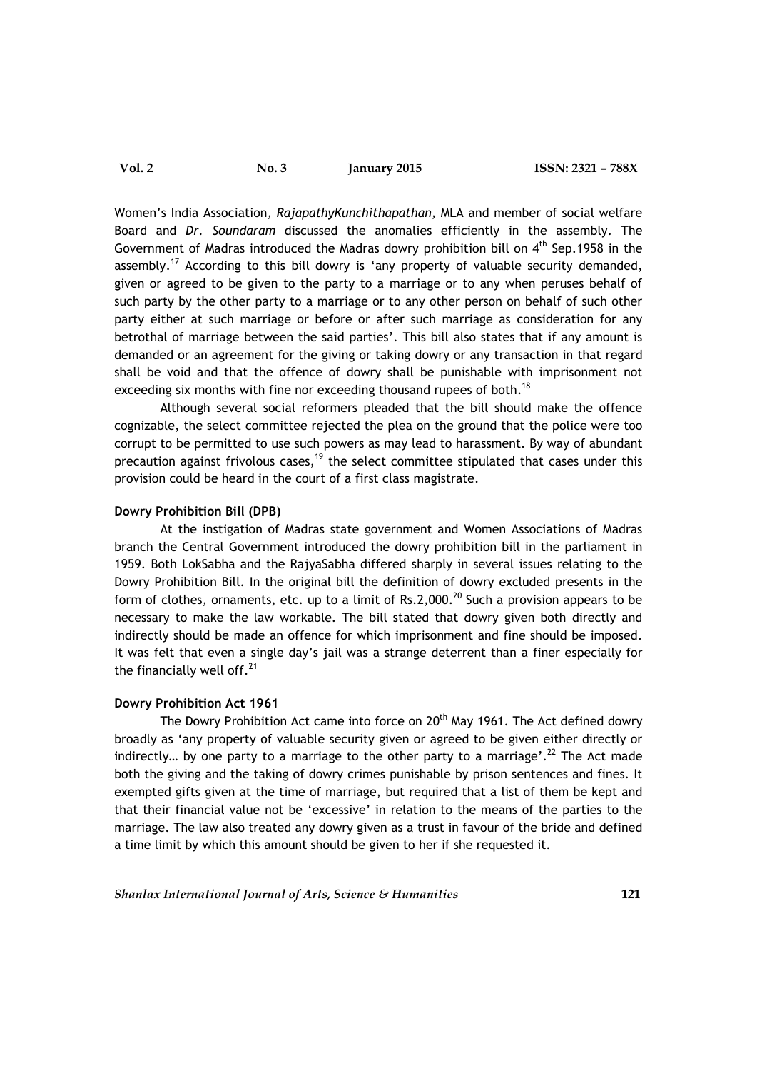Women's India Association, *RajapathyKunchithapathan*, MLA and member of social welfare Board and *Dr. Soundaram* discussed the anomalies efficiently in the assembly. The Government of Madras introduced the Madras dowry prohibition bill on 4th Sep.1958 in the assembly.[17] According to this bill dowry is 'any property of valuable security demanded, given or agreed to be given to the party to a marriage or to any when peruses behalf of such party by the other party to a marriage or to any other person on behalf of such other party either at such marriage or before or after such marriage as consideration for any betrothal of marriage between the said parties'. This bill also states that if any amount is demanded or an agreement for the giving or taking dowry or any transaction in that regard shall be void and that the offence of dowry shall be punishable with imprisonment not exceeding six months with fine nor exceeding thousand rupees of both.[18]

Although several social reformers pleaded that the bill should make the offence cognizable, the select committee rejected the plea on the ground that the police were too corrupt to be permitted to use such powers as may lead to harassment. By way of abundant precaution against frivolous cases,[19] the select committee stipulated that cases under this provision could be heard in the court of a first class magistrate.

**Dowry Prohibition Bill (DPB)**

At the instigation of Madras state government and Women Associations of Madras branch the Central Government introduced the dowry prohibition bill in the parliament in 1959. Both LokSabha and the RajyaSabha differed sharply in several issues relating to the Dowry Prohibition Bill. In the original bill the definition of dowry excluded presents in the form of clothes, ornaments, etc. up to a limit of Rs.2,000.[20] Such a provision appears to be necessary to make the law workable. The bill stated that dowry given both directly and indirectly should be made an offence for which imprisonment and fine should be imposed. It was felt that even a single day's jail was a strange deterrent than a finer especially for the financially well off.[21]

**Dowry Prohibition Act 1961**

The Dowry Prohibition Act came into force on 20th May 1961. The Act defined dowry broadly as 'any property of valuable security given or agreed to be given either directly or indirectly… by one party to a marriage to the other party to a marriage'.[22] The Act made both the giving and the taking of dowry crimes punishable by prison sentences and fines. It exempted gifts given at the time of marriage, but required that a list of them be kept and that their financial value not be 'excessive' in relation to the means of the parties to the marriage. The law also treated any dowry given as a trust in favour of the bride and defined a time limit by which this amount should be given to her if she requested it.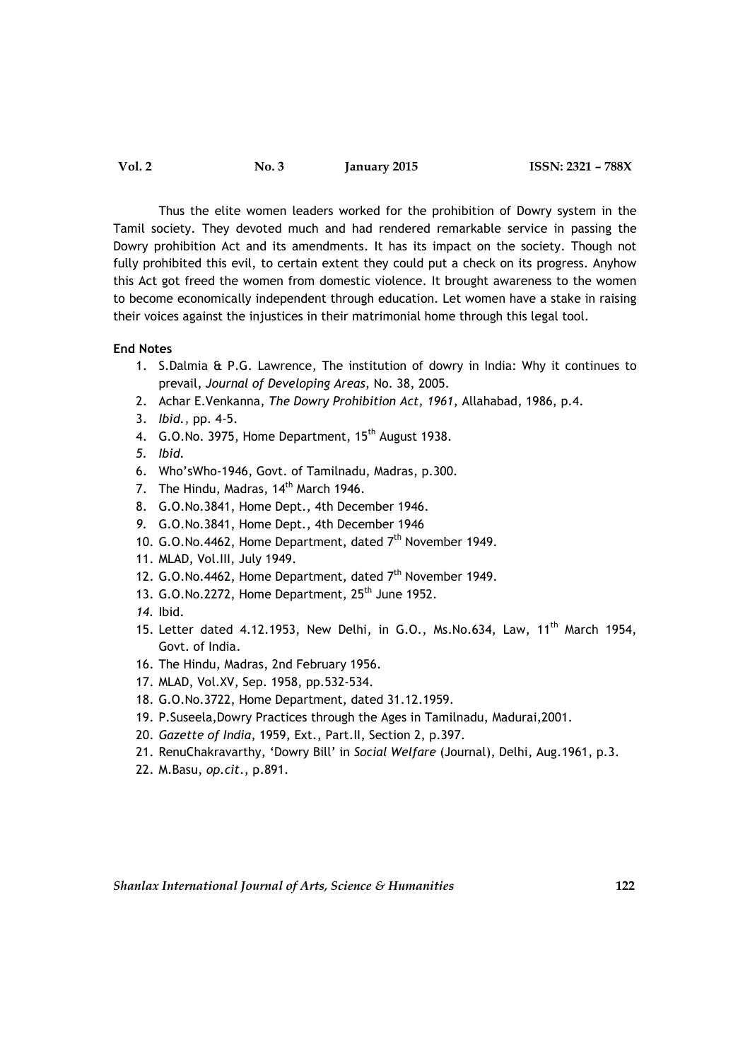Thus the elite women leaders worked for the prohibition of Dowry system in the Tamil society. They devoted much and had rendered remarkable service in passing the Dowry prohibition Act and its amendments. It has its impact on the society. Though not fully prohibited this evil, to certain extent they could put a check on its progress. Anyhow this Act got freed the women from domestic violence. It brought awareness to the women to become economically independent through education. Let women have a stake in raising their voices against the injustices in their matrimonial home through this legal tool.

**End Notes**

1. S.Dalmia & P.G. Lawrence, The institution of dowry in India: Why it continues to prevail, *Journal of Developing Areas*, No. 38, 2005.
2. Achar E.Venkanna, *The Dowry Prohibition Act, 1961*, Allahabad, 1986, p.4.
3. *Ibid.*, pp. 4-5.
4. G.O.No. 3975, Home Department, 15th August 1938.
5. *Ibid.*
6. Who'sWho-1946, Govt. of Tamilnadu, Madras, p.300.
7. The Hindu, Madras, 14th March 1946.
8. G.O.No.3841, Home Dept., 4th December 1946.
9. G.O.No.3841, Home Dept., 4th December 1946
10. G.O.No.4462, Home Department, dated 7th November 1949.
11. MLAD, Vol.III, July 1949.
12. G.O.No.4462, Home Department, dated 7th November 1949.
13. G.O.No.2272, Home Department, 25th June 1952.
14. Ibid.
15. Letter dated 4.12.1953, New Delhi, in G.O., Ms.No.634, Law, 11th March 1954, Govt. of India.
16. The Hindu, Madras, 2nd February 1956.
17. MLAD, Vol.XV, Sep. 1958, pp.532-534.
18. G.O.No.3722, Home Department, dated 31.12.1959.
19. P.Suseela,Dowry Practices through the Ages in Tamilnadu, Madurai,2001.
20. *Gazette of India*, 1959, Ext., Part.II, Section 2, p.397.
21. RenuChakravarthy, 'Dowry Bill' in *Social Welfare* (Journal), Delhi, Aug.1961, p.3.
22. M.Basu, *op.cit.*, p.891.